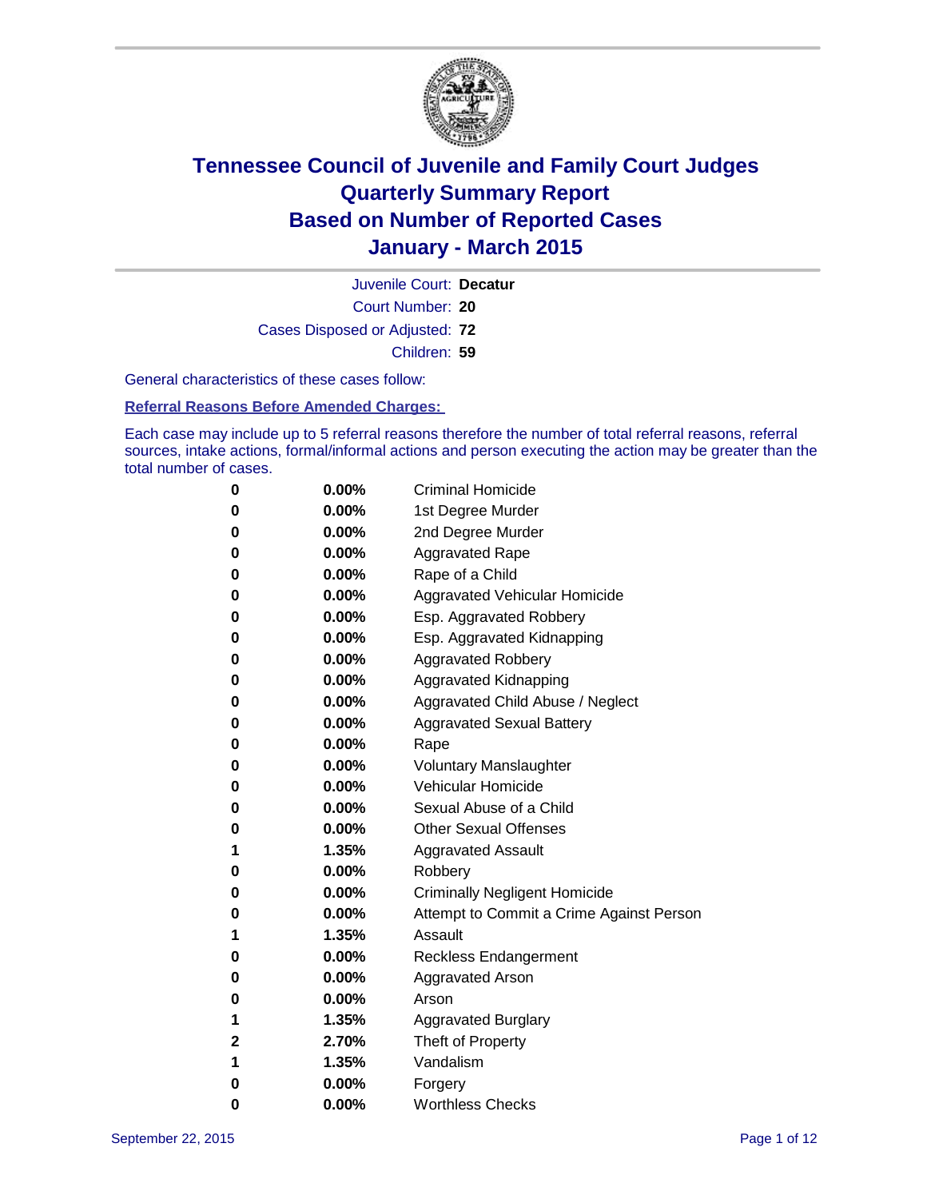# Tennessee Council of Juvenile and Family Court Judges
# Quarterly Summary Report
# Based on Number of Reported Cases
# January - March 2015

Juvenile Court: **Decatur**

Court Number: **20**

Cases Disposed or Adjusted: **72**

Children: **59**

General characteristics of these cases follow:

**Referral Reasons Before Amended Charges:**

Each case may include up to 5 referral reasons therefore the number of total referral reasons, referral sources, intake actions, formal/informal actions and person executing the action may be greater than the total number of cases.

| | | |
|---|---|---|
| **0** | **0.00%** | Criminal Homicide |
| **0** | **0.00%** | 1st Degree Murder |
| **0** | **0.00%** | 2nd Degree Murder |
| **0** | **0.00%** | Aggravated Rape |
| **0** | **0.00%** | Rape of a Child |
| **0** | **0.00%** | Aggravated Vehicular Homicide |
| **0** | **0.00%** | Esp. Aggravated Robbery |
| **0** | **0.00%** | Esp. Aggravated Kidnapping |
| **0** | **0.00%** | Aggravated Robbery |
| **0** | **0.00%** | Aggravated Kidnapping |
| **0** | **0.00%** | Aggravated Child Abuse / Neglect |
| **0** | **0.00%** | Aggravated Sexual Battery |
| **0** | **0.00%** | Rape |
| **0** | **0.00%** | Voluntary Manslaughter |
| **0** | **0.00%** | Vehicular Homicide |
| **0** | **0.00%** | Sexual Abuse of a Child |
| **0** | **0.00%** | Other Sexual Offenses |
| **1** | **1.35%** | Aggravated Assault |
| **0** | **0.00%** | Robbery |
| **0** | **0.00%** | Criminally Negligent Homicide |
| **0** | **0.00%** | Attempt to Commit a Crime Against Person |
| **1** | **1.35%** | Assault |
| **0** | **0.00%** | Reckless Endangerment |
| **0** | **0.00%** | Aggravated Arson |
| **0** | **0.00%** | Arson |
| **1** | **1.35%** | Aggravated Burglary |
| **2** | **2.70%** | Theft of Property |
| **1** | **1.35%** | Vandalism |
| **0** | **0.00%** | Forgery |
| **0** | **0.00%** | Worthless Checks |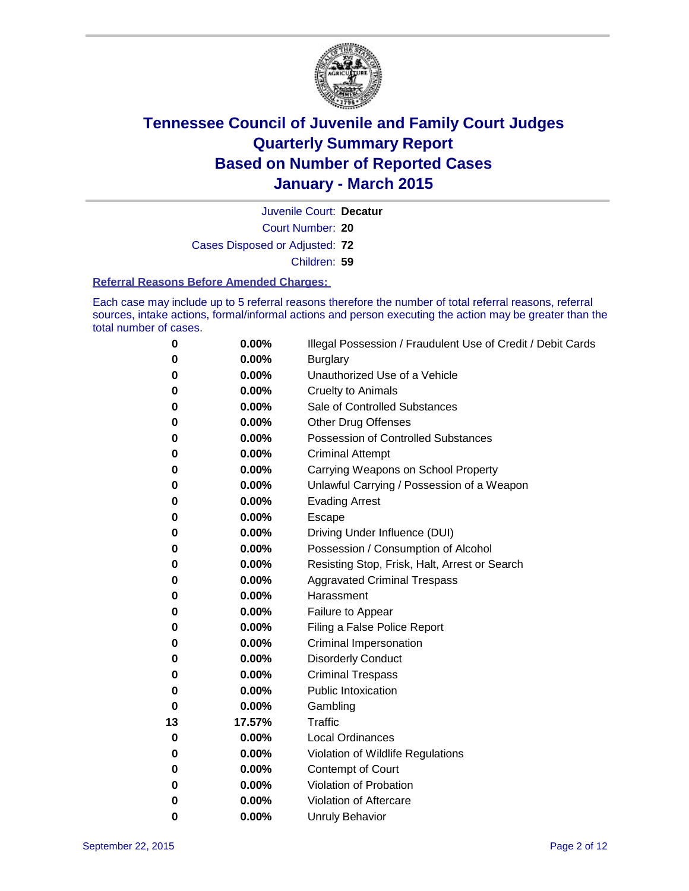# Tennessee Council of Juvenile and Family Court Judges
# Quarterly Summary Report
# Based on Number of Reported Cases
# January - March 2015

Juvenile Court: **Decatur**

Court Number: **20**

Cases Disposed or Adjusted: **72**

Children: **59**

**Referral Reasons Before Amended Charges:**

Each case may include up to 5 referral reasons therefore the number of total referral reasons, referral sources, intake actions, formal/informal actions and person executing the action may be greater than the total number of cases.

| Count | Percent | Referral Reason |
|---|---|---|
| **0** | **0.00%** | Illegal Possession / Fraudulent Use of Credit / Debit Cards |
| **0** | **0.00%** | Burglary |
| **0** | **0.00%** | Unauthorized Use of a Vehicle |
| **0** | **0.00%** | Cruelty to Animals |
| **0** | **0.00%** | Sale of Controlled Substances |
| **0** | **0.00%** | Other Drug Offenses |
| **0** | **0.00%** | Possession of Controlled Substances |
| **0** | **0.00%** | Criminal Attempt |
| **0** | **0.00%** | Carrying Weapons on School Property |
| **0** | **0.00%** | Unlawful Carrying / Possession of a Weapon |
| **0** | **0.00%** | Evading Arrest |
| **0** | **0.00%** | Escape |
| **0** | **0.00%** | Driving Under Influence (DUI) |
| **0** | **0.00%** | Possession / Consumption of Alcohol |
| **0** | **0.00%** | Resisting Stop, Frisk, Halt, Arrest or Search |
| **0** | **0.00%** | Aggravated Criminal Trespass |
| **0** | **0.00%** | Harassment |
| **0** | **0.00%** | Failure to Appear |
| **0** | **0.00%** | Filing a False Police Report |
| **0** | **0.00%** | Criminal Impersonation |
| **0** | **0.00%** | Disorderly Conduct |
| **0** | **0.00%** | Criminal Trespass |
| **0** | **0.00%** | Public Intoxication |
| **0** | **0.00%** | Gambling |
| **13** | **17.57%** | Traffic |
| **0** | **0.00%** | Local Ordinances |
| **0** | **0.00%** | Violation of Wildlife Regulations |
| **0** | **0.00%** | Contempt of Court |
| **0** | **0.00%** | Violation of Probation |
| **0** | **0.00%** | Violation of Aftercare |
| **0** | **0.00%** | Unruly Behavior |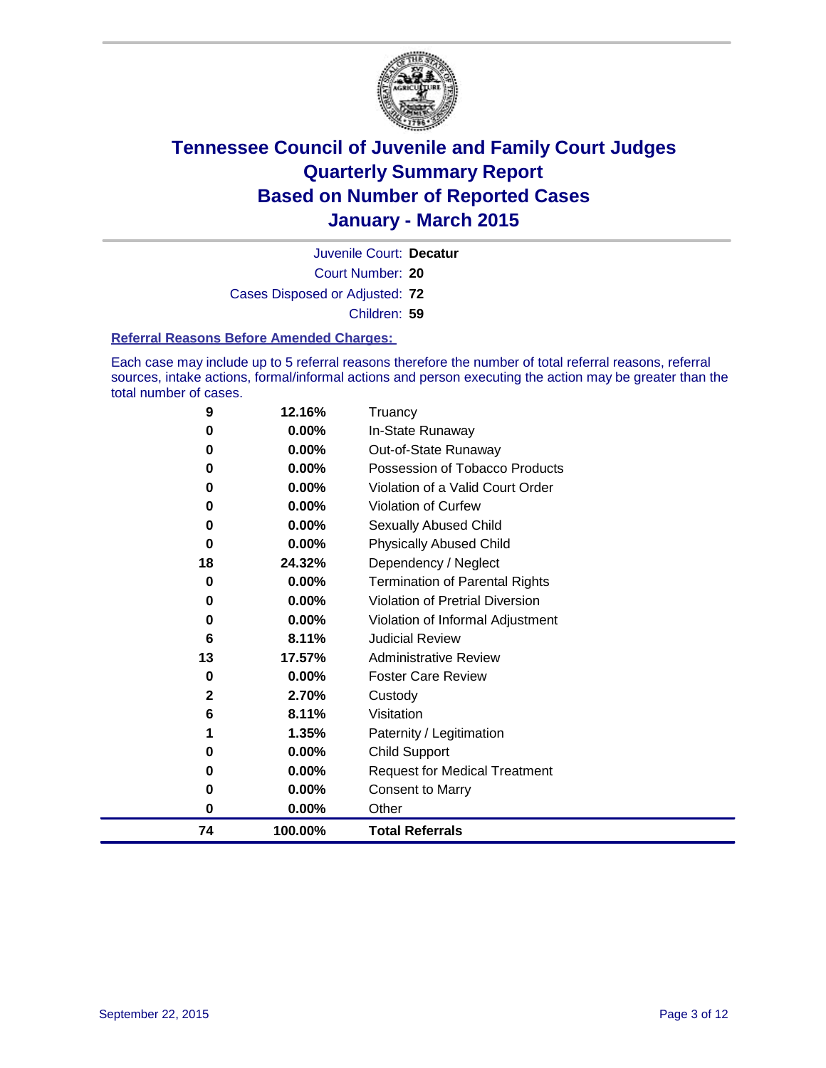# Tennessee Council of Juvenile and Family Court Judges
# Quarterly Summary Report
# Based on Number of Reported Cases
# January - March 2015

Juvenile Court: **Decatur**

Court Number: **20**

Cases Disposed or Adjusted: **72**

Children: **59**

**Referral Reasons Before Amended Charges:**

Each case may include up to 5 referral reasons therefore the number of total referral reasons, referral sources, intake actions, formal/informal actions and person executing the action may be greater than the total number of cases.

| Count | Percent | Referral Reason |
|---|---|---|
| 9 | 12.16% | Truancy |
| 0 | 0.00% | In-State Runaway |
| 0 | 0.00% | Out-of-State Runaway |
| 0 | 0.00% | Possession of Tobacco Products |
| 0 | 0.00% | Violation of a Valid Court Order |
| 0 | 0.00% | Violation of Curfew |
| 0 | 0.00% | Sexually Abused Child |
| 0 | 0.00% | Physically Abused Child |
| 18 | 24.32% | Dependency / Neglect |
| 0 | 0.00% | Termination of Parental Rights |
| 0 | 0.00% | Violation of Pretrial Diversion |
| 0 | 0.00% | Violation of Informal Adjustment |
| 6 | 8.11% | Judicial Review |
| 13 | 17.57% | Administrative Review |
| 0 | 0.00% | Foster Care Review |
| 2 | 2.70% | Custody |
| 6 | 8.11% | Visitation |
| 1 | 1.35% | Paternity / Legitimation |
| 0 | 0.00% | Child Support |
| 0 | 0.00% | Request for Medical Treatment |
| 0 | 0.00% | Consent to Marry |
| 0 | 0.00% | Other |
| **74** | **100.00%** | **Total Referrals** |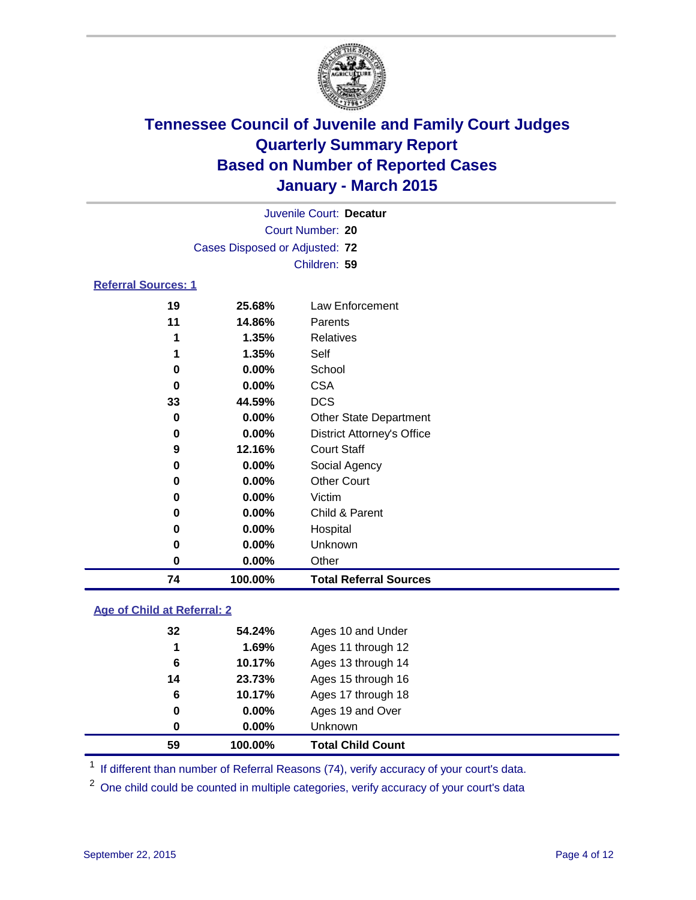# Tennessee Council of Juvenile and Family Court Judges
## Quarterly Summary Report
## Based on Number of Reported Cases
## January - March 2015

Juvenile Court: **Decatur**
Court Number: **20**
Cases Disposed or Adjusted: **72**
Children: **59**

### Referral Sources: 1

| | | |
|---|---|---|
| **19** | **25.68%** | Law Enforcement |
| **11** | **14.86%** | Parents |
| **1** | **1.35%** | Relatives |
| **1** | **1.35%** | Self |
| **0** | **0.00%** | School |
| **0** | **0.00%** | CSA |
| **33** | **44.59%** | DCS |
| **0** | **0.00%** | Other State Department |
| **0** | **0.00%** | District Attorney's Office |
| **9** | **12.16%** | Court Staff |
| **0** | **0.00%** | Social Agency |
| **0** | **0.00%** | Other Court |
| **0** | **0.00%** | Victim |
| **0** | **0.00%** | Child & Parent |
| **0** | **0.00%** | Hospital |
| **0** | **0.00%** | Unknown |
| **0** | **0.00%** | Other |
| **74** | **100.00%** | **Total Referral Sources** |

### Age of Child at Referral: 2

| | | |
|---|---|---|
| **32** | **54.24%** | Ages 10 and Under |
| **1** | **1.69%** | Ages 11 through 12 |
| **6** | **10.17%** | Ages 13 through 14 |
| **14** | **23.73%** | Ages 15 through 16 |
| **6** | **10.17%** | Ages 17 through 18 |
| **0** | **0.00%** | Ages 19 and Over |
| **0** | **0.00%** | Unknown |
| **59** | **100.00%** | **Total Child Count** |

[1] If different than number of Referral Reasons (74), verify accuracy of your court's data.

[2] One child could be counted in multiple categories, verify accuracy of your court's data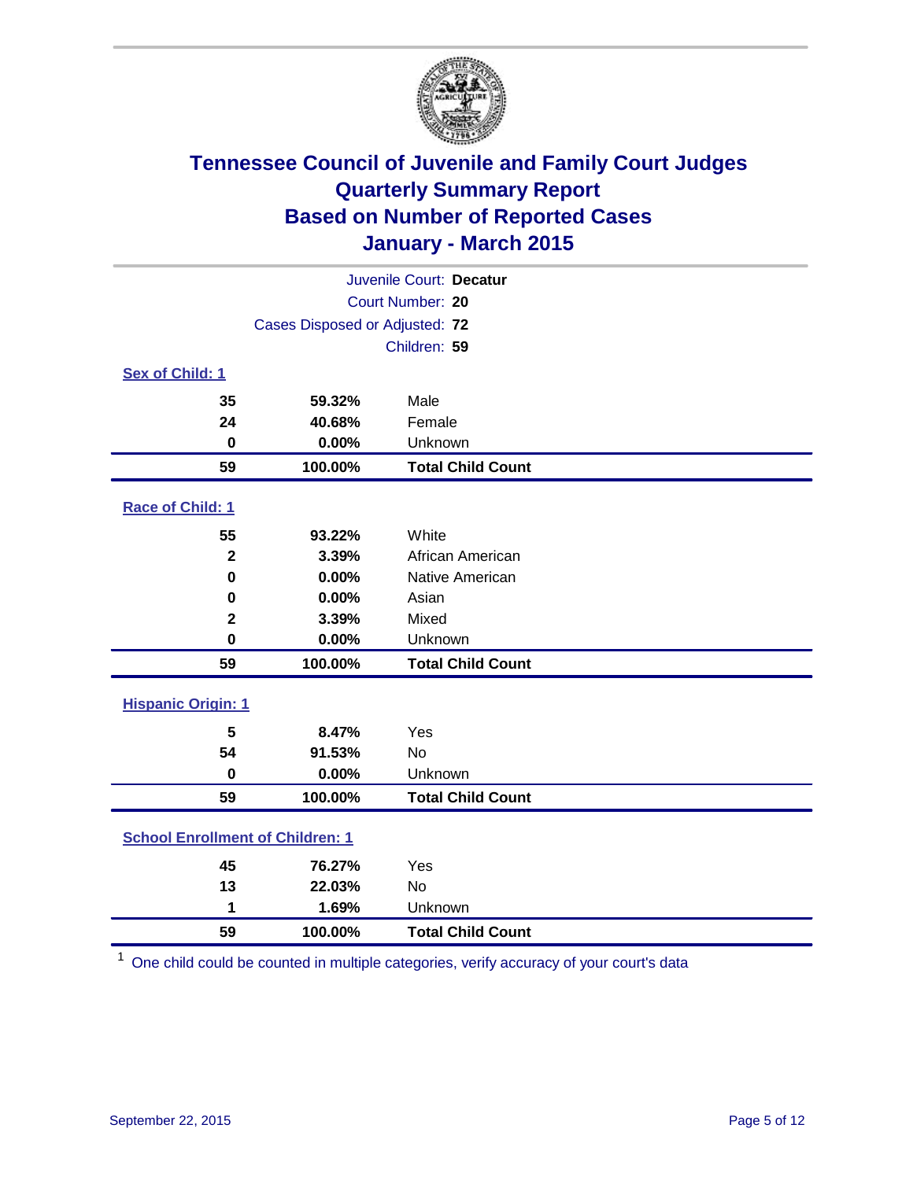# Tennessee Council of Juvenile and Family Court Judges
## Quarterly Summary Report
## Based on Number of Reported Cases
## January - March 2015

Juvenile Court: **Decatur**

Court Number: **20**

Cases Disposed or Adjusted: **72**

Children: **59**

### Sex of Child: 1

| Count | Percent | Category |
|---|---|---|
| 35 | 59.32% | Male |
| 24 | 40.68% | Female |
| 0 | 0.00% | Unknown |
| **59** | **100.00%** | **Total Child Count** |

### Race of Child: 1

| Count | Percent | Category |
|---|---|---|
| 55 | 93.22% | White |
| 2 | 3.39% | African American |
| 0 | 0.00% | Native American |
| 0 | 0.00% | Asian |
| 2 | 3.39% | Mixed |
| 0 | 0.00% | Unknown |
| **59** | **100.00%** | **Total Child Count** |

### Hispanic Origin: 1

| Count | Percent | Category |
|---|---|---|
| 5 | 8.47% | Yes |
| 54 | 91.53% | No |
| 0 | 0.00% | Unknown |
| **59** | **100.00%** | **Total Child Count** |

### School Enrollment of Children: 1

| Count | Percent | Category |
|---|---|---|
| 45 | 76.27% | Yes |
| 13 | 22.03% | No |
| 1 | 1.69% | Unknown |
| **59** | **100.00%** | **Total Child Count** |

[1] One child could be counted in multiple categories, verify accuracy of your court's data

September 22, 2015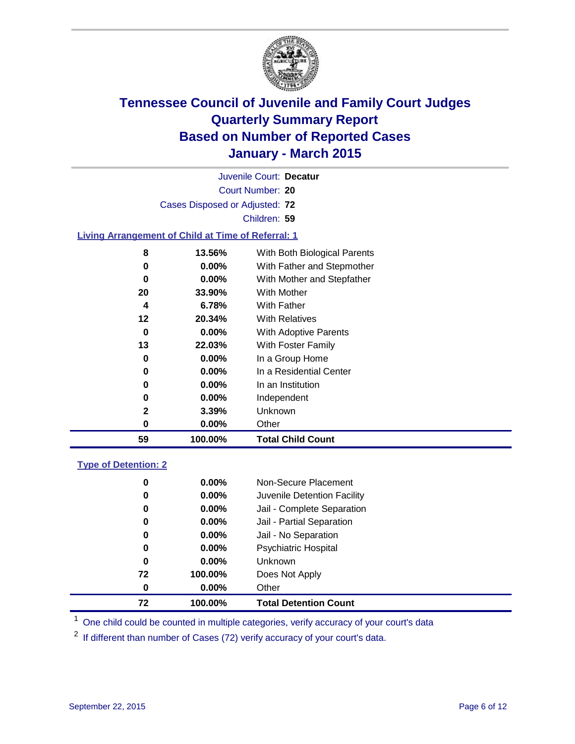# Tennessee Council of Juvenile and Family Court Judges
## Quarterly Summary Report
## Based on Number of Reported Cases
## January - March 2015

Juvenile Court: **Decatur**
Court Number: **20**
Cases Disposed or Adjusted: **72**
Children: **59**

### Living Arrangement of Child at Time of Referral: 1

| Count | Percent | Living Arrangement |
|---|---|---|
| 8 | 13.56% | With Both Biological Parents |
| 0 | 0.00% | With Father and Stepmother |
| 0 | 0.00% | With Mother and Stepfather |
| 20 | 33.90% | With Mother |
| 4 | 6.78% | With Father |
| 12 | 20.34% | With Relatives |
| 0 | 0.00% | With Adoptive Parents |
| 13 | 22.03% | With Foster Family |
| 0 | 0.00% | In a Group Home |
| 0 | 0.00% | In a Residential Center |
| 0 | 0.00% | In an Institution |
| 0 | 0.00% | Independent |
| 2 | 3.39% | Unknown |
| 0 | 0.00% | Other |
| **59** | **100.00%** | **Total Child Count** |

### Type of Detention: 2

| Count | Percent | Type of Detention |
|---|---|---|
| 0 | 0.00% | Non-Secure Placement |
| 0 | 0.00% | Juvenile Detention Facility |
| 0 | 0.00% | Jail - Complete Separation |
| 0 | 0.00% | Jail - Partial Separation |
| 0 | 0.00% | Jail - No Separation |
| 0 | 0.00% | Psychiatric Hospital |
| 0 | 0.00% | Unknown |
| 72 | 100.00% | Does Not Apply |
| 0 | 0.00% | Other |
| **72** | **100.00%** | **Total Detention Count** |

[1] One child could be counted in multiple categories, verify accuracy of your court's data

[2] If different than number of Cases (72) verify accuracy of your court's data.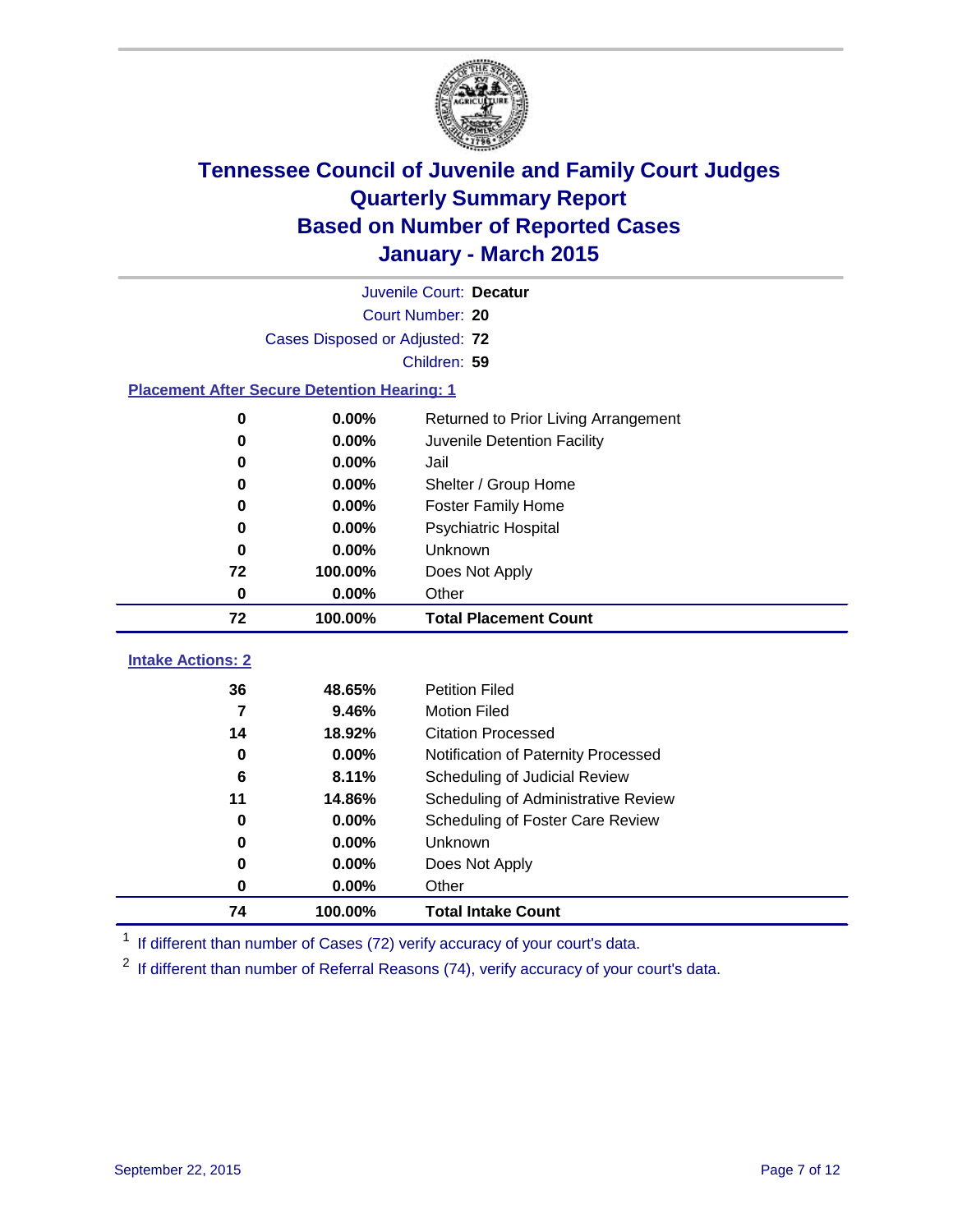# Tennessee Council of Juvenile and Family Court Judges
## Quarterly Summary Report
## Based on Number of Reported Cases
## January - March 2015

Juvenile Court: **Decatur**
Court Number: **20**
Cases Disposed or Adjusted: **72**
Children: **59**

### Placement After Secure Detention Hearing: 1

| Count | Percent | Placement |
|---|---|---|
| 0 | 0.00% | Returned to Prior Living Arrangement |
| 0 | 0.00% | Juvenile Detention Facility |
| 0 | 0.00% | Jail |
| 0 | 0.00% | Shelter / Group Home |
| 0 | 0.00% | Foster Family Home |
| 0 | 0.00% | Psychiatric Hospital |
| 0 | 0.00% | Unknown |
| 72 | 100.00% | Does Not Apply |
| 0 | 0.00% | Other |
| **72** | **100.00%** | **Total Placement Count** |

### Intake Actions: 2

| Count | Percent | Intake Action |
|---|---|---|
| 36 | 48.65% | Petition Filed |
| 7 | 9.46% | Motion Filed |
| 14 | 18.92% | Citation Processed |
| 0 | 0.00% | Notification of Paternity Processed |
| 6 | 8.11% | Scheduling of Judicial Review |
| 11 | 14.86% | Scheduling of Administrative Review |
| 0 | 0.00% | Scheduling of Foster Care Review |
| 0 | 0.00% | Unknown |
| 0 | 0.00% | Does Not Apply |
| 0 | 0.00% | Other |
| **74** | **100.00%** | **Total Intake Count** |

[1] If different than number of Cases (72) verify accuracy of your court's data.

[2] If different than number of Referral Reasons (74), verify accuracy of your court's data.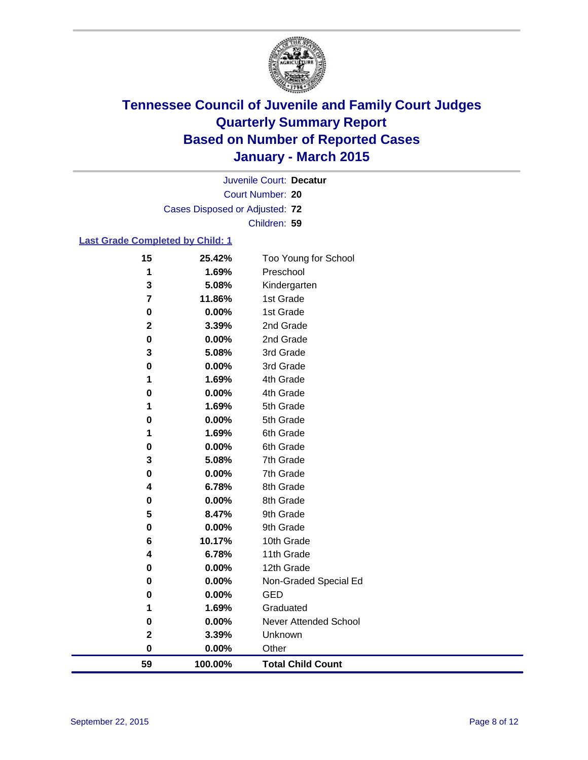# Tennessee Council of Juvenile and Family Court Judges
# Quarterly Summary Report
# Based on Number of Reported Cases
# January - March 2015

Juvenile Court: **Decatur**

Court Number: **20**

Cases Disposed or Adjusted: **72**

Children: **59**

## Last Grade Completed by Child: 1

| Count | Percent | Grade |
|---|---|---|
| 15 | 25.42% | Too Young for School |
| 1 | 1.69% | Preschool |
| 3 | 5.08% | Kindergarten |
| 7 | 11.86% | 1st Grade |
| 0 | 0.00% | 1st Grade |
| 2 | 3.39% | 2nd Grade |
| 0 | 0.00% | 2nd Grade |
| 3 | 5.08% | 3rd Grade |
| 0 | 0.00% | 3rd Grade |
| 1 | 1.69% | 4th Grade |
| 0 | 0.00% | 4th Grade |
| 1 | 1.69% | 5th Grade |
| 0 | 0.00% | 5th Grade |
| 1 | 1.69% | 6th Grade |
| 0 | 0.00% | 6th Grade |
| 3 | 5.08% | 7th Grade |
| 0 | 0.00% | 7th Grade |
| 4 | 6.78% | 8th Grade |
| 0 | 0.00% | 8th Grade |
| 5 | 8.47% | 9th Grade |
| 0 | 0.00% | 9th Grade |
| 6 | 10.17% | 10th Grade |
| 4 | 6.78% | 11th Grade |
| 0 | 0.00% | 12th Grade |
| 0 | 0.00% | Non-Graded Special Ed |
| 0 | 0.00% | GED |
| 1 | 1.69% | Graduated |
| 0 | 0.00% | Never Attended School |
| 2 | 3.39% | Unknown |
| 0 | 0.00% | Other |
| **59** | **100.00%** | **Total Child Count** |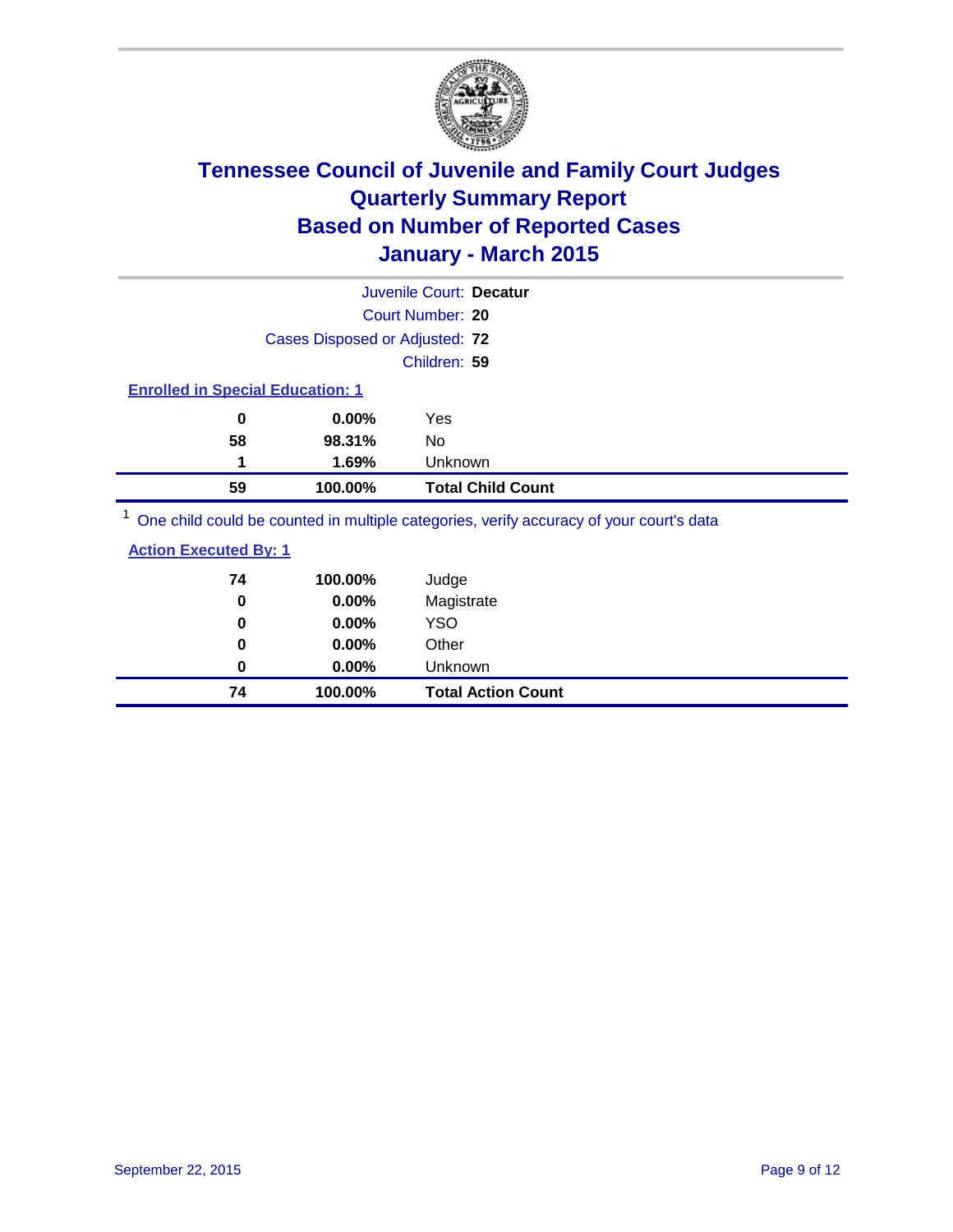# Tennessee Council of Juvenile and Family Court Judges
# Quarterly Summary Report
# Based on Number of Reported Cases
# January - March 2015

Juvenile Court: **Decatur**

Court Number: **20**

Cases Disposed or Adjusted: **72**

Children: **59**

**Enrolled in Special Education: 1**

| Count | Percent | Category |
|---|---|---|
| 0 | 0.00% | Yes |
| 58 | 98.31% | No |
| 1 | 1.69% | Unknown |
| **59** | **100.00%** | **Total Child Count** |

[1] One child could be counted in multiple categories, verify accuracy of your court's data

**Action Executed By: 1**

| Count | Percent | Category |
|---|---|---|
| 74 | 100.00% | Judge |
| 0 | 0.00% | Magistrate |
| 0 | 0.00% | YSO |
| 0 | 0.00% | Other |
| 0 | 0.00% | Unknown |
| **74** | **100.00%** | **Total Action Count** |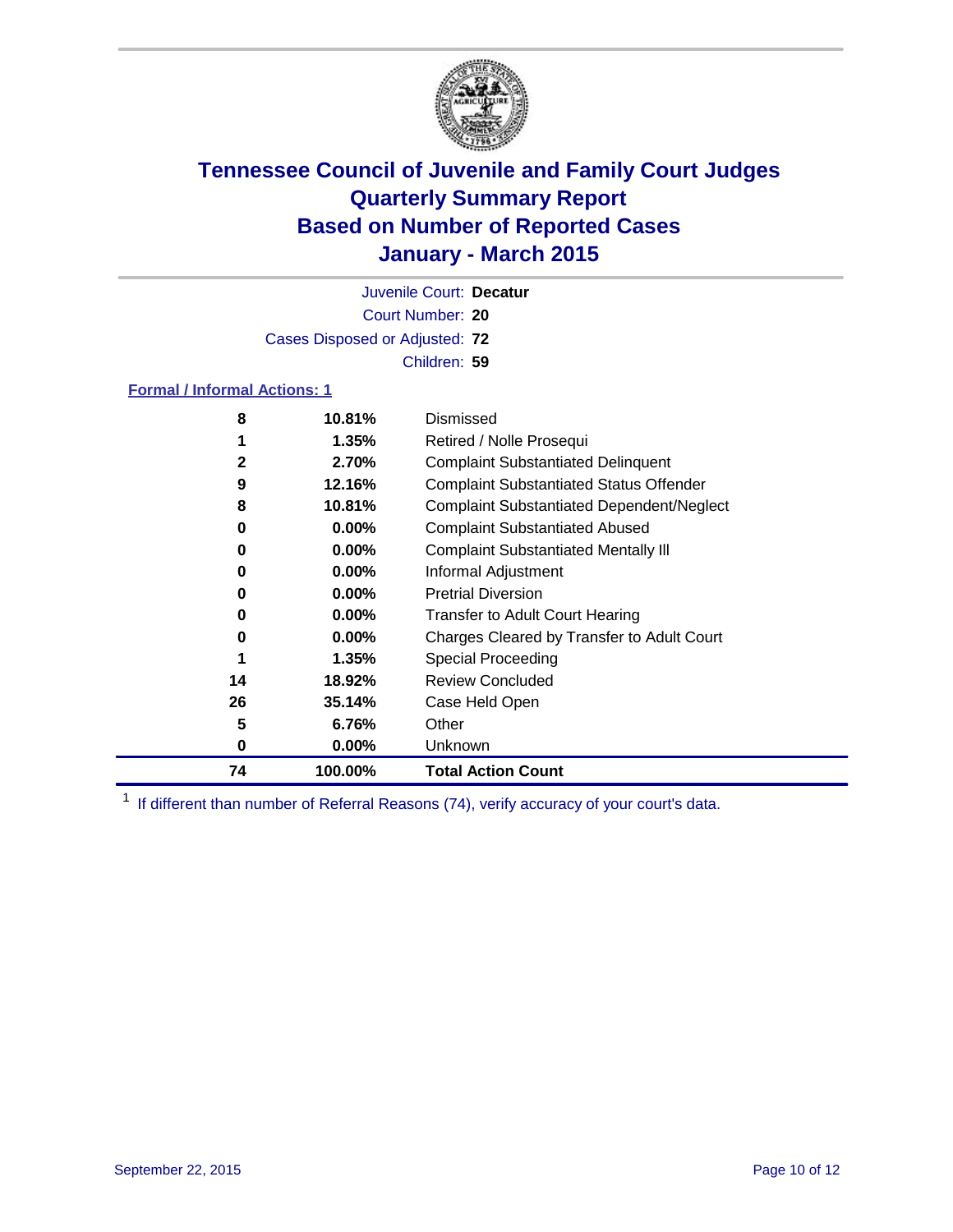# Tennessee Council of Juvenile and Family Court Judges
## Quarterly Summary Report
## Based on Number of Reported Cases
## January - March 2015

Juvenile Court: **Decatur**

Court Number: **20**

Cases Disposed or Adjusted: **72**

Children: **59**

### Formal / Informal Actions: 1

| | | |
|---|---|---|
| **8** | **10.81%** | Dismissed |
| **1** | **1.35%** | Retired / Nolle Prosequi |
| **2** | **2.70%** | Complaint Substantiated Delinquent |
| **9** | **12.16%** | Complaint Substantiated Status Offender |
| **8** | **10.81%** | Complaint Substantiated Dependent/Neglect |
| **0** | **0.00%** | Complaint Substantiated Abused |
| **0** | **0.00%** | Complaint Substantiated Mentally Ill |
| **0** | **0.00%** | Informal Adjustment |
| **0** | **0.00%** | Pretrial Diversion |
| **0** | **0.00%** | Transfer to Adult Court Hearing |
| **0** | **0.00%** | Charges Cleared by Transfer to Adult Court |
| **1** | **1.35%** | Special Proceeding |
| **14** | **18.92%** | Review Concluded |
| **26** | **35.14%** | Case Held Open |
| **5** | **6.76%** | Other |
| **0** | **0.00%** | Unknown |
| **74** | **100.00%** | **Total Action Count** |

[1] If different than number of Referral Reasons (74), verify accuracy of your court's data.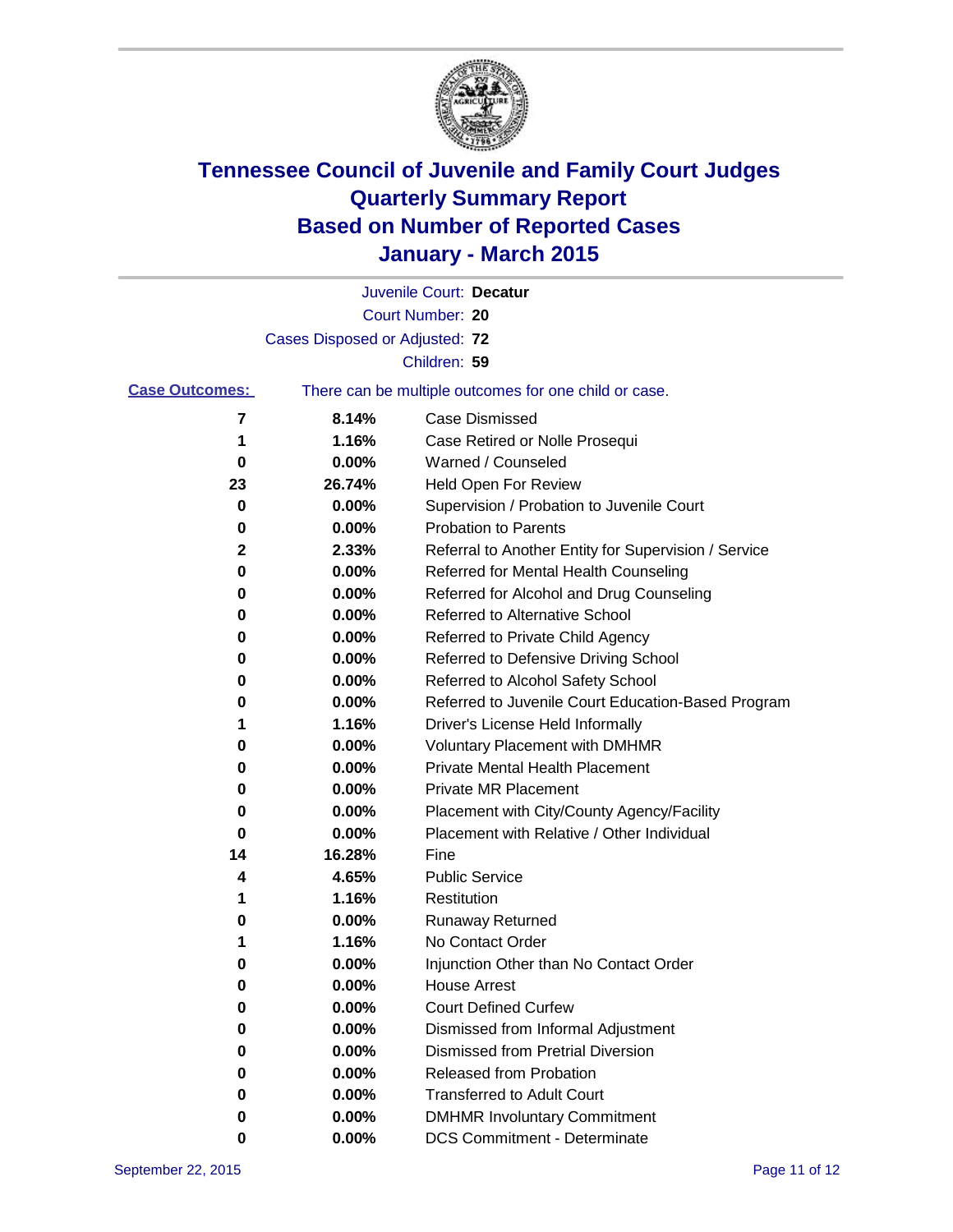# Tennessee Council of Juvenile and Family Court Judges
# Quarterly Summary Report
# Based on Number of Reported Cases
# January - March 2015

Juvenile Court: **Decatur**
Court Number: **20**
Cases Disposed or Adjusted: **72**
Children: **59**

**Case Outcomes:** There can be multiple outcomes for one child or case.

| Count | Percent | Outcome |
|---|---|---|
| 7 | 8.14% | Case Dismissed |
| 1 | 1.16% | Case Retired or Nolle Prosequi |
| 0 | 0.00% | Warned / Counseled |
| 23 | 26.74% | Held Open For Review |
| 0 | 0.00% | Supervision / Probation to Juvenile Court |
| 0 | 0.00% | Probation to Parents |
| 2 | 2.33% | Referral to Another Entity for Supervision / Service |
| 0 | 0.00% | Referred for Mental Health Counseling |
| 0 | 0.00% | Referred for Alcohol and Drug Counseling |
| 0 | 0.00% | Referred to Alternative School |
| 0 | 0.00% | Referred to Private Child Agency |
| 0 | 0.00% | Referred to Defensive Driving School |
| 0 | 0.00% | Referred to Alcohol Safety School |
| 0 | 0.00% | Referred to Juvenile Court Education-Based Program |
| 1 | 1.16% | Driver's License Held Informally |
| 0 | 0.00% | Voluntary Placement with DMHMR |
| 0 | 0.00% | Private Mental Health Placement |
| 0 | 0.00% | Private MR Placement |
| 0 | 0.00% | Placement with City/County Agency/Facility |
| 0 | 0.00% | Placement with Relative / Other Individual |
| 14 | 16.28% | Fine |
| 4 | 4.65% | Public Service |
| 1 | 1.16% | Restitution |
| 0 | 0.00% | Runaway Returned |
| 1 | 1.16% | No Contact Order |
| 0 | 0.00% | Injunction Other than No Contact Order |
| 0 | 0.00% | House Arrest |
| 0 | 0.00% | Court Defined Curfew |
| 0 | 0.00% | Dismissed from Informal Adjustment |
| 0 | 0.00% | Dismissed from Pretrial Diversion |
| 0 | 0.00% | Released from Probation |
| 0 | 0.00% | Transferred to Adult Court |
| 0 | 0.00% | DMHMR Involuntary Commitment |
| 0 | 0.00% | DCS Commitment - Determinate |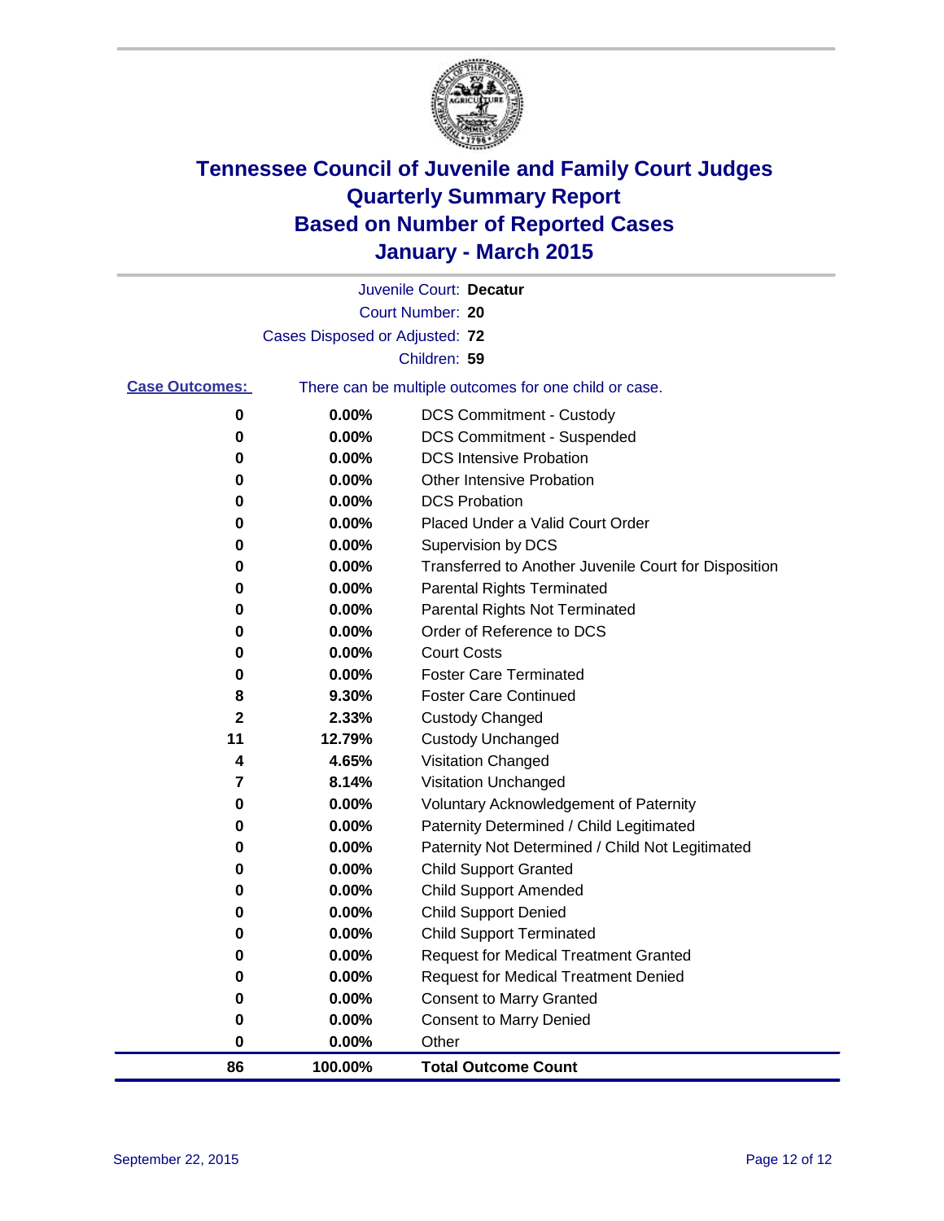# Tennessee Council of Juvenile and Family Court Judges
# Quarterly Summary Report
# Based on Number of Reported Cases
# January - March 2015

Juvenile Court: **Decatur**

Court Number: **20**

Cases Disposed or Adjusted: **72**

Children: **59**

**Case Outcomes:** There can be multiple outcomes for one child or case.

| | | |
|---|---|---|
| 0 | 0.00% | DCS Commitment - Custody |
| 0 | 0.00% | DCS Commitment - Suspended |
| 0 | 0.00% | DCS Intensive Probation |
| 0 | 0.00% | Other Intensive Probation |
| 0 | 0.00% | DCS Probation |
| 0 | 0.00% | Placed Under a Valid Court Order |
| 0 | 0.00% | Supervision by DCS |
| 0 | 0.00% | Transferred to Another Juvenile Court for Disposition |
| 0 | 0.00% | Parental Rights Terminated |
| 0 | 0.00% | Parental Rights Not Terminated |
| 0 | 0.00% | Order of Reference to DCS |
| 0 | 0.00% | Court Costs |
| 0 | 0.00% | Foster Care Terminated |
| 8 | 9.30% | Foster Care Continued |
| 2 | 2.33% | Custody Changed |
| 11 | 12.79% | Custody Unchanged |
| 4 | 4.65% | Visitation Changed |
| 7 | 8.14% | Visitation Unchanged |
| 0 | 0.00% | Voluntary Acknowledgement of Paternity |
| 0 | 0.00% | Paternity Determined / Child Legitimated |
| 0 | 0.00% | Paternity Not Determined / Child Not Legitimated |
| 0 | 0.00% | Child Support Granted |
| 0 | 0.00% | Child Support Amended |
| 0 | 0.00% | Child Support Denied |
| 0 | 0.00% | Child Support Terminated |
| 0 | 0.00% | Request for Medical Treatment Granted |
| 0 | 0.00% | Request for Medical Treatment Denied |
| 0 | 0.00% | Consent to Marry Granted |
| 0 | 0.00% | Consent to Marry Denied |
| 0 | 0.00% | Other |
| **86** | **100.00%** | **Total Outcome Count** |

September 22, 2015